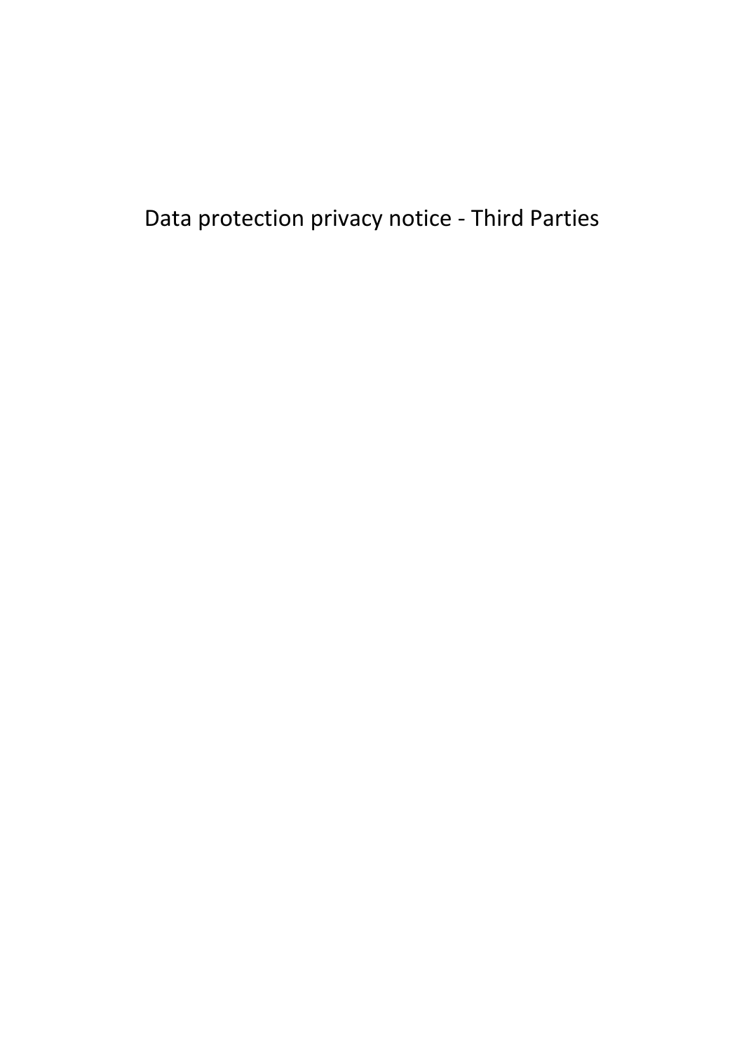# Data protection privacy notice - Third Parties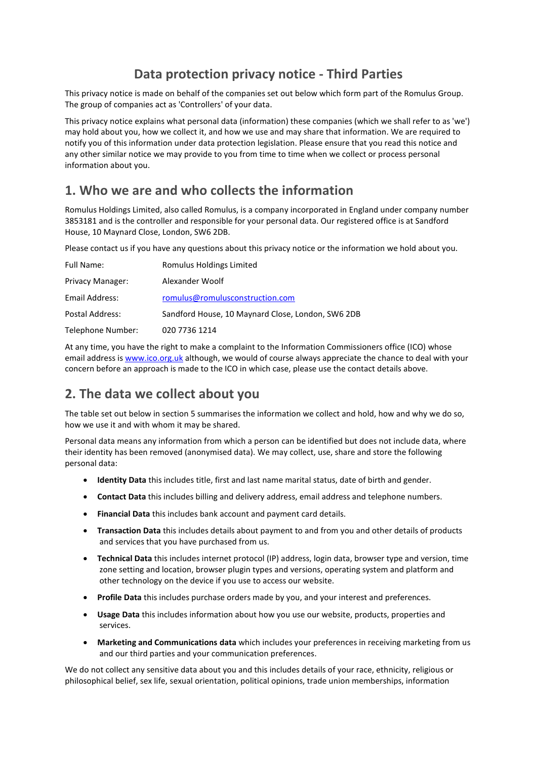# Data protection privacy notice - Third Parties

This privacy notice is made on behalf of the companies set out below which form part of the Romulus Group. The group of companies act as 'Controllers' of your data.

This privacy notice explains what personal data (information) these companies (which we shall refer to as 'we') may hold about you, how we collect it, and how we use and may share that information. We are required to notify you of this information under data protection legislation. Please ensure that you read this notice and any other similar notice we may provide to you from time to time when we collect or process personal information about you.

## 1. Who we are and who collects the information

Romulus Holdings Limited, also called Romulus, is a company incorporated in England under company number 3853181 and is the controller and responsible for your personal data. Our registered office is at Sandford House, 10 Maynard Close, London, SW6 2DB.

Please contact us if you have any questions about this privacy notice or the information we hold about you.

| | |
|---|---|
| Full Name: | Romulus Holdings Limited |
| Privacy Manager: | Alexander Woolf |
| Email Address: | romulus@romulusconstruction.com |
| Postal Address: | Sandford House, 10 Maynard Close, London, SW6 2DB |
| Telephone Number: | 020 7736 1214 |

At any time, you have the right to make a complaint to the Information Commissioners office (ICO) whose email address is www.ico.org.uk although, we would of course always appreciate the chance to deal with your concern before an approach is made to the ICO in which case, please use the contact details above.

## 2. The data we collect about you

The table set out below in section 5 summarises the information we collect and hold, how and why we do so, how we use it and with whom it may be shared.

Personal data means any information from which a person can be identified but does not include data, where their identity has been removed (anonymised data). We may collect, use, share and store the following personal data:

- **Identity Data** this includes title, first and last name marital status, date of birth and gender.
- **Contact Data** this includes billing and delivery address, email address and telephone numbers.
- **Financial Data** this includes bank account and payment card details.
- **Transaction Data** this includes details about payment to and from you and other details of products and services that you have purchased from us.
- **Technical Data** this includes internet protocol (IP) address, login data, browser type and version, time zone setting and location, browser plugin types and versions, operating system and platform and other technology on the device if you use to access our website.
- **Profile Data** this includes purchase orders made by you, and your interest and preferences.
- **Usage Data** this includes information about how you use our website, products, properties and services.
- **Marketing and Communications data** which includes your preferences in receiving marketing from us and our third parties and your communication preferences.

We do not collect any sensitive data about you and this includes details of your race, ethnicity, religious or philosophical belief, sex life, sexual orientation, political opinions, trade union memberships, information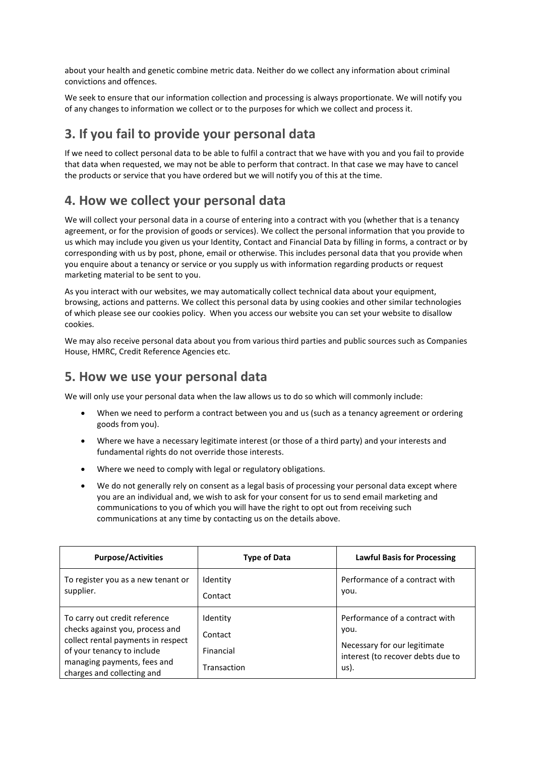about your health and genetic combine metric data. Neither do we collect any information about criminal convictions and offences.

We seek to ensure that our information collection and processing is always proportionate. We will notify you of any changes to information we collect or to the purposes for which we collect and process it.

## 3. If you fail to provide your personal data

If we need to collect personal data to be able to fulfil a contract that we have with you and you fail to provide that data when requested, we may not be able to perform that contract. In that case we may have to cancel the products or service that you have ordered but we will notify you of this at the time.

## 4. How we collect your personal data

We will collect your personal data in a course of entering into a contract with you (whether that is a tenancy agreement, or for the provision of goods or services). We collect the personal information that you provide to us which may include you given us your Identity, Contact and Financial Data by filling in forms, a contract or by corresponding with us by post, phone, email or otherwise. This includes personal data that you provide when you enquire about a tenancy or service or you supply us with information regarding products or request marketing material to be sent to you.

As you interact with our websites, we may automatically collect technical data about your equipment, browsing, actions and patterns. We collect this personal data by using cookies and other similar technologies of which please see our cookies policy. When you access our website you can set your website to disallow cookies.

We may also receive personal data about you from various third parties and public sources such as Companies House, HMRC, Credit Reference Agencies etc.

## 5. How we use your personal data

We will only use your personal data when the law allows us to do so which will commonly include:

- When we need to perform a contract between you and us (such as a tenancy agreement or ordering goods from you).
- Where we have a necessary legitimate interest (or those of a third party) and your interests and fundamental rights do not override those interests.
- Where we need to comply with legal or regulatory obligations.
- We do not generally rely on consent as a legal basis of processing your personal data except where you are an individual and, we wish to ask for your consent for us to send email marketing and communications to you of which you will have the right to opt out from receiving such communications at any time by contacting us on the details above.

| Purpose/Activities | Type of Data | Lawful Basis for Processing |
|---|---|---|
| To register you as a new tenant or supplier. | Identity<br>Contact | Performance of a contract with you. |
| To carry out credit reference checks against you, process and collect rental payments in respect of your tenancy to include managing payments, fees and charges and collecting and | Identity<br>Contact<br>Financial<br>Transaction | Performance of a contract with you.<br>Necessary for our legitimate interest (to recover debts due to us). |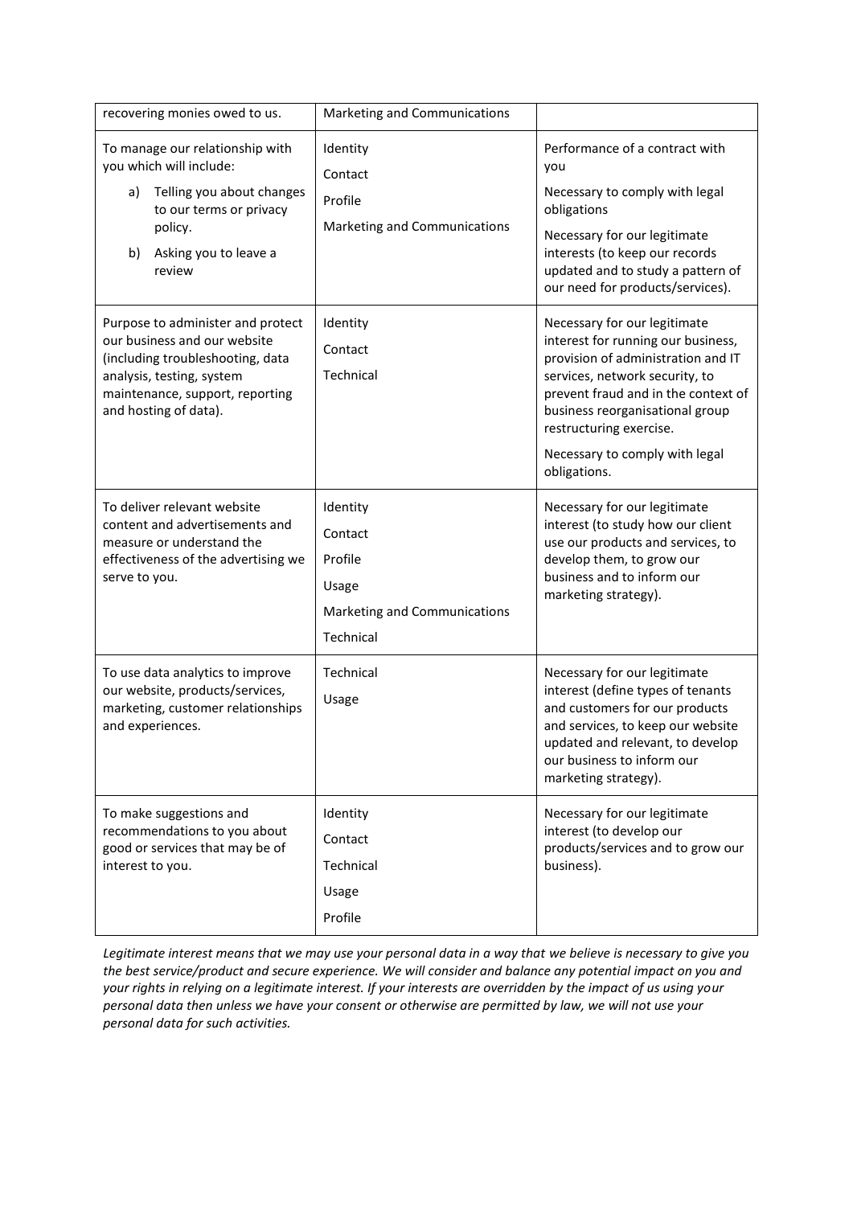| | | |
|---|---|---|
| recovering monies owed to us. | Marketing and Communications | |
| To manage our relationship with you which will include:<br>a) Telling you about changes to our terms or privacy policy.<br>b) Asking you to leave a review | Identity<br>Contact<br>Profile<br>Marketing and Communications | Performance of a contract with you<br>Necessary to comply with legal obligations<br>Necessary for our legitimate interests (to keep our records updated and to study a pattern of our need for products/services). |
| Purpose to administer and protect our business and our website (including troubleshooting, data analysis, testing, system maintenance, support, reporting and hosting of data). | Identity<br>Contact<br>Technical | Necessary for our legitimate interest for running our business, provision of administration and IT services, network security, to prevent fraud and in the context of business reorganisational group restructuring exercise.<br>Necessary to comply with legal obligations. |
| To deliver relevant website content and advertisements and measure or understand the effectiveness of the advertising we serve to you. | Identity<br>Contact<br>Profile<br>Usage<br>Marketing and Communications<br>Technical | Necessary for our legitimate interest (to study how our client use our products and services, to develop them, to grow our business and to inform our marketing strategy). |
| To use data analytics to improve our website, products/services, marketing, customer relationships and experiences. | Technical<br>Usage | Necessary for our legitimate interest (define types of tenants and customers for our products and services, to keep our website updated and relevant, to develop our business to inform our marketing strategy). |
| To make suggestions and recommendations to you about good or services that may be of interest to you. | Identity<br>Contact<br>Technical<br>Usage<br>Profile | Necessary for our legitimate interest (to develop our products/services and to grow our business). |

*Legitimate interest means that we may use your personal data in a way that we believe is necessary to give you the best service/product and secure experience. We will consider and balance any potential impact on you and your rights in relying on a legitimate interest. If your interests are overridden by the impact of us using your personal data then unless we have your consent or otherwise are permitted by law, we will not use your personal data for such activities.*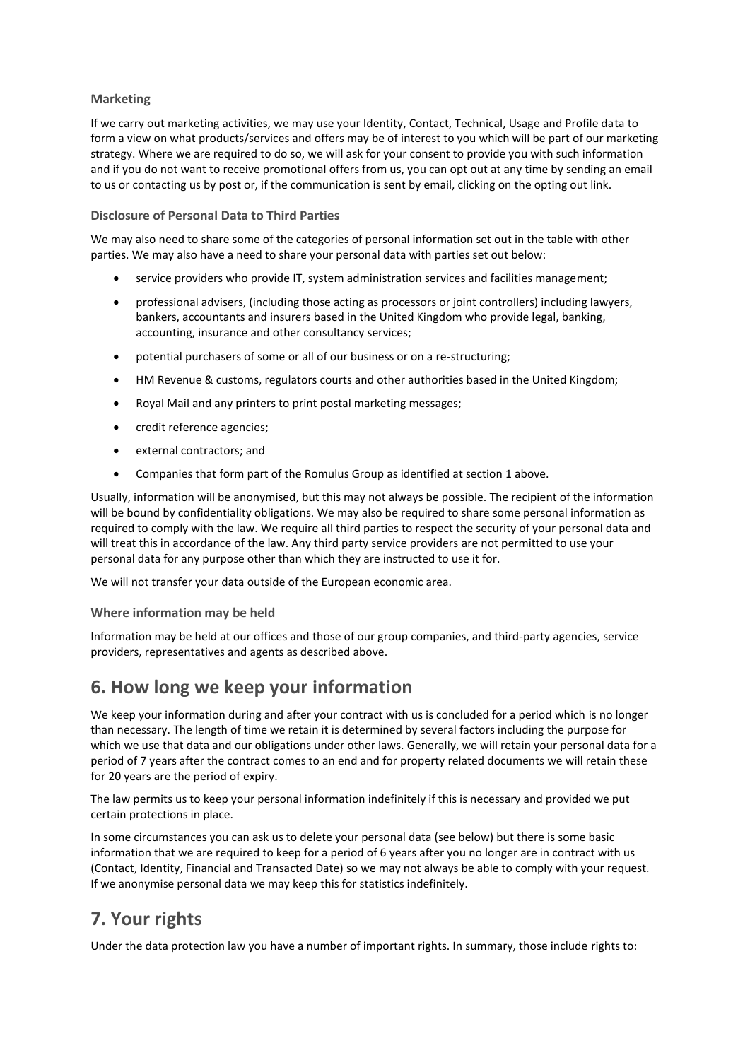### Marketing

If we carry out marketing activities, we may use your Identity, Contact, Technical, Usage and Profile data to form a view on what products/services and offers may be of interest to you which will be part of our marketing strategy. Where we are required to do so, we will ask for your consent to provide you with such information and if you do not want to receive promotional offers from us, you can opt out at any time by sending an email to us or contacting us by post or, if the communication is sent by email, clicking on the opting out link.

### Disclosure of Personal Data to Third Parties

We may also need to share some of the categories of personal information set out in the table with other parties. We may also have a need to share your personal data with parties set out below:

- service providers who provide IT, system administration services and facilities management;
- professional advisers, (including those acting as processors or joint controllers) including lawyers, bankers, accountants and insurers based in the United Kingdom who provide legal, banking, accounting, insurance and other consultancy services;
- potential purchasers of some or all of our business or on a re-structuring;
- HM Revenue & customs, regulators courts and other authorities based in the United Kingdom;
- Royal Mail and any printers to print postal marketing messages;
- credit reference agencies;
- external contractors; and
- Companies that form part of the Romulus Group as identified at section 1 above.

Usually, information will be anonymised, but this may not always be possible. The recipient of the information will be bound by confidentiality obligations. We may also be required to share some personal information as required to comply with the law. We require all third parties to respect the security of your personal data and will treat this in accordance of the law. Any third party service providers are not permitted to use your personal data for any purpose other than which they are instructed to use it for.

We will not transfer your data outside of the European economic area.

### Where information may be held

Information may be held at our offices and those of our group companies, and third-party agencies, service providers, representatives and agents as described above.

## 6. How long we keep your information

We keep your information during and after your contract with us is concluded for a period which is no longer than necessary. The length of time we retain it is determined by several factors including the purpose for which we use that data and our obligations under other laws. Generally, we will retain your personal data for a period of 7 years after the contract comes to an end and for property related documents we will retain these for 20 years are the period of expiry.

The law permits us to keep your personal information indefinitely if this is necessary and provided we put certain protections in place.

In some circumstances you can ask us to delete your personal data (see below) but there is some basic information that we are required to keep for a period of 6 years after you no longer are in contract with us (Contact, Identity, Financial and Transacted Date) so we may not always be able to comply with your request. If we anonymise personal data we may keep this for statistics indefinitely.

## 7. Your rights

Under the data protection law you have a number of important rights. In summary, those include rights to: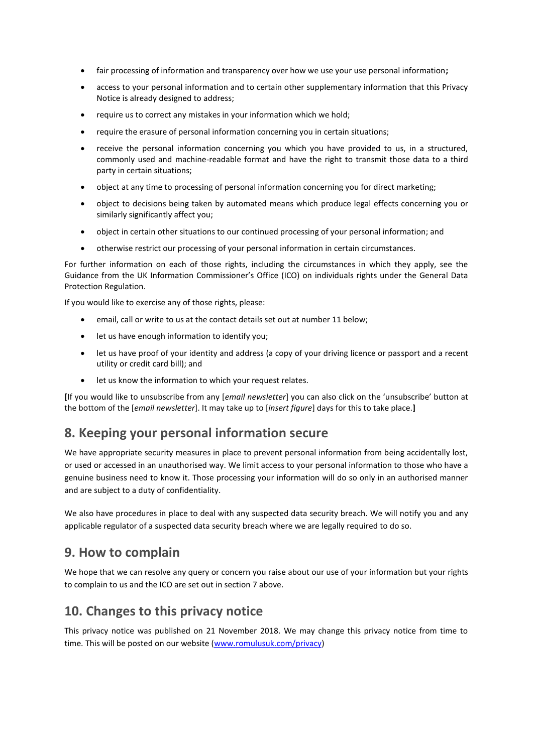- fair processing of information and transparency over how we use your use personal information**;**
- access to your personal information and to certain other supplementary information that this Privacy Notice is already designed to address;
- require us to correct any mistakes in your information which we hold;
- require the erasure of personal information concerning you in certain situations;
- receive the personal information concerning you which you have provided to us, in a structured, commonly used and machine-readable format and have the right to transmit those data to a third party in certain situations;
- object at any time to processing of personal information concerning you for direct marketing;
- object to decisions being taken by automated means which produce legal effects concerning you or similarly significantly affect you;
- object in certain other situations to our continued processing of your personal information; and
- otherwise restrict our processing of your personal information in certain circumstances.

For further information on each of those rights, including the circumstances in which they apply, see the Guidance from the UK Information Commissioner's Office (ICO) on individuals rights under the General Data Protection Regulation.

If you would like to exercise any of those rights, please:

- email, call or write to us at the contact details set out at number 11 below;
- let us have enough information to identify you;
- let us have proof of your identity and address (a copy of your driving licence or passport and a recent utility or credit card bill); and
- let us know the information to which your request relates.

**[**If you would like to unsubscribe from any [*email newsletter*] you can also click on the 'unsubscribe' button at the bottom of the [*email newsletter*]. It may take up to [*insert figure*] days for this to take place.**]**

## 8. Keeping your personal information secure

We have appropriate security measures in place to prevent personal information from being accidentally lost, or used or accessed in an unauthorised way. We limit access to your personal information to those who have a genuine business need to know it. Those processing your information will do so only in an authorised manner and are subject to a duty of confidentiality.

We also have procedures in place to deal with any suspected data security breach. We will notify you and any applicable regulator of a suspected data security breach where we are legally required to do so.

## 9. How to complain

We hope that we can resolve any query or concern you raise about our use of your information but your rights to complain to us and the ICO are set out in section 7 above.

## 10. Changes to this privacy notice

This privacy notice was published on 21 November 2018. We may change this privacy notice from time to time. This will be posted on our website (www.romulusuk.com/privacy)